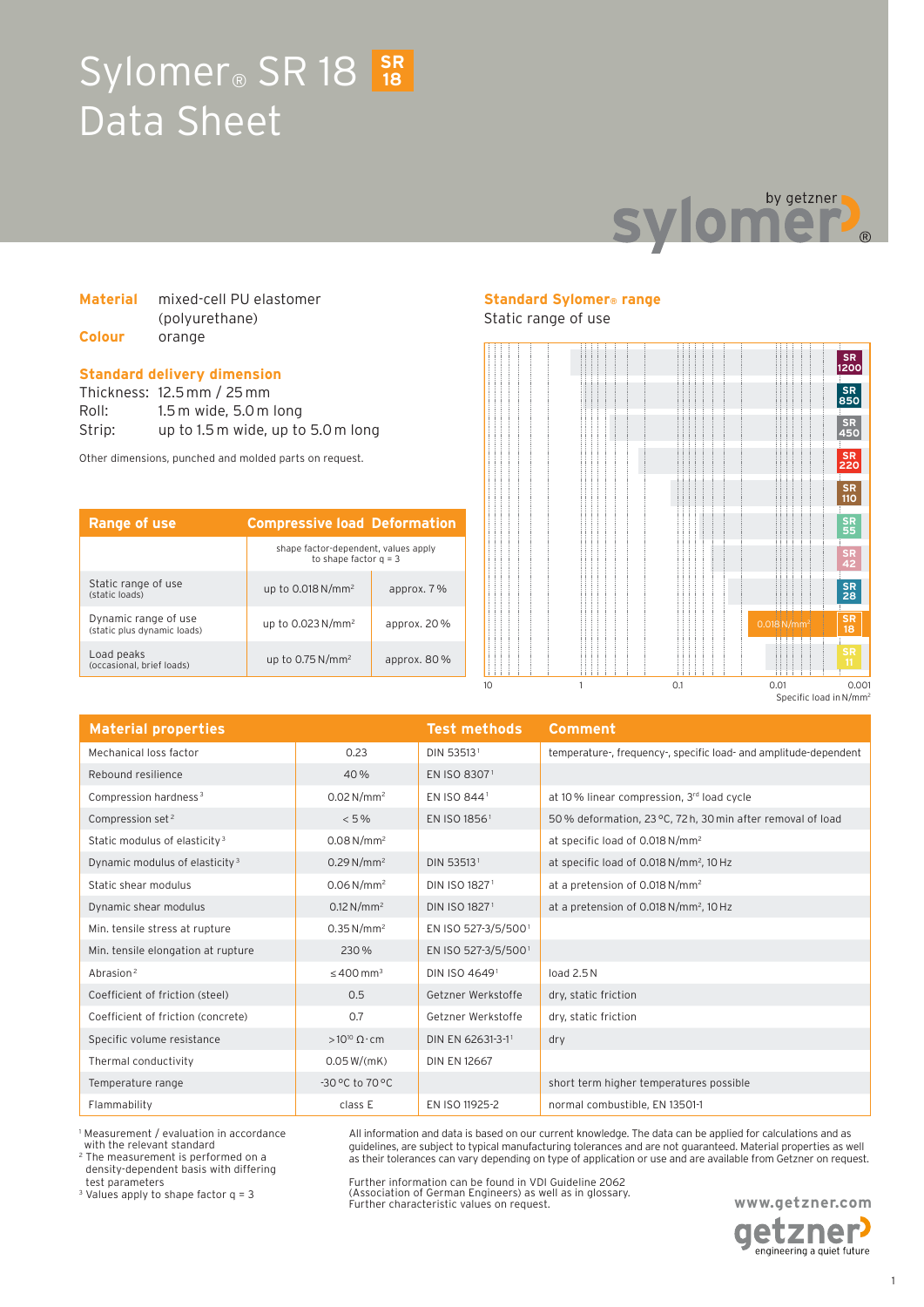# Sylomer® SR 18

# Data Sheet

**Material** mixed-cell PU elastomer (polyurethane)

**Colour** orange

## Standard delivery dimension

Thickness: 12.5 mm / 25 mm

Roll: 1.5 m wide, 5.0 m long

Strip: up to 1.5 m wide, up to 5.0 m long

Other dimensions, punched and molded parts on request.

| Range of use | Compressive load | Deformation |
|---|---|---|
| | shape factor-dependent, values apply to shape factor q = 3 | |
| Static range of use (static loads) | up to 0.018 N/mm² | approx. 7 % |
| Dynamic range of use (static plus dynamic loads) | up to 0.023 N/mm² | approx. 20 % |
| Load peaks (occasional, brief loads) | up to 0.75 N/mm² | approx. 80 % |

## Standard Sylomer® range

Static range of use

SR 1200, SR 850, SR 450, SR 220, SR 110, SR 55, SR 42, SR 28, SR 18 (0.018 N/mm²), SR 11

Specific load in N/mm²: 10, 1, 0.1, 0.01, 0.001

| Material properties | | Test methods | Comment |
|---|---|---|---|
| Mechanical loss factor | 0.23 | DIN 53513[1] | temperature-, frequency-, specific load- and amplitude-dependent |
| Rebound resilience | 40 % | EN ISO 8307[1] | |
| Compression hardness[3] | 0.02 N/mm² | EN ISO 844[1] | at 10 % linear compression, 3rd load cycle |
| Compression set[2] | < 5 % | EN ISO 1856[1] | 50 % deformation, 23 °C, 72 h, 30 min after removal of load |
| Static modulus of elasticity[3] | 0.08 N/mm² | | at specific load of 0.018 N/mm² |
| Dynamic modulus of elasticity[3] | 0.29 N/mm² | DIN 53513[1] | at specific load of 0.018 N/mm², 10 Hz |
| Static shear modulus | 0.06 N/mm² | DIN ISO 1827[1] | at a pretension of 0.018 N/mm² |
| Dynamic shear modulus | 0.12 N/mm² | DIN ISO 1827[1] | at a pretension of 0.018 N/mm², 10 Hz |
| Min. tensile stress at rupture | 0.35 N/mm² | EN ISO 527-3/5/500[1] | |
| Min. tensile elongation at rupture | 230 % | EN ISO 527-3/5/500[1] | |
| Abrasion[2] | ≤ 400 mm³ | DIN ISO 4649[1] | load 2.5 N |
| Coefficient of friction (steel) | 0.5 | Getzner Werkstoffe | dry, static friction |
| Coefficient of friction (concrete) | 0.7 | Getzner Werkstoffe | dry, static friction |
| Specific volume resistance | > $10^{10}$ Ω·cm | DIN EN 62631-3-1[1] | dry |
| Thermal conductivity | 0.05 W/(mK) | DIN EN 12667 | |
| Temperature range | -30 °C to 70 °C | | short term higher temperatures possible |
| Flammability | class E | EN ISO 11925-2 | normal combustible, EN 13501-1 |

[1] Measurement / evaluation in accordance with the relevant standard
[2] The measurement is performed on a density-dependent basis with differing test parameters
[3] Values apply to shape factor q = 3

All information and data is based on our current knowledge. The data can be applied for calculations and as guidelines, are subject to typical manufacturing tolerances and are not guaranteed. Material properties as well as their tolerances can vary depending on type of application or use and are available from Getzner on request.

Further information can be found in VDI Guideline 2062 (Association of German Engineers) as well as in glossary. Further characteristic values on request.

www.getzner.com

getzner engineering a quiet future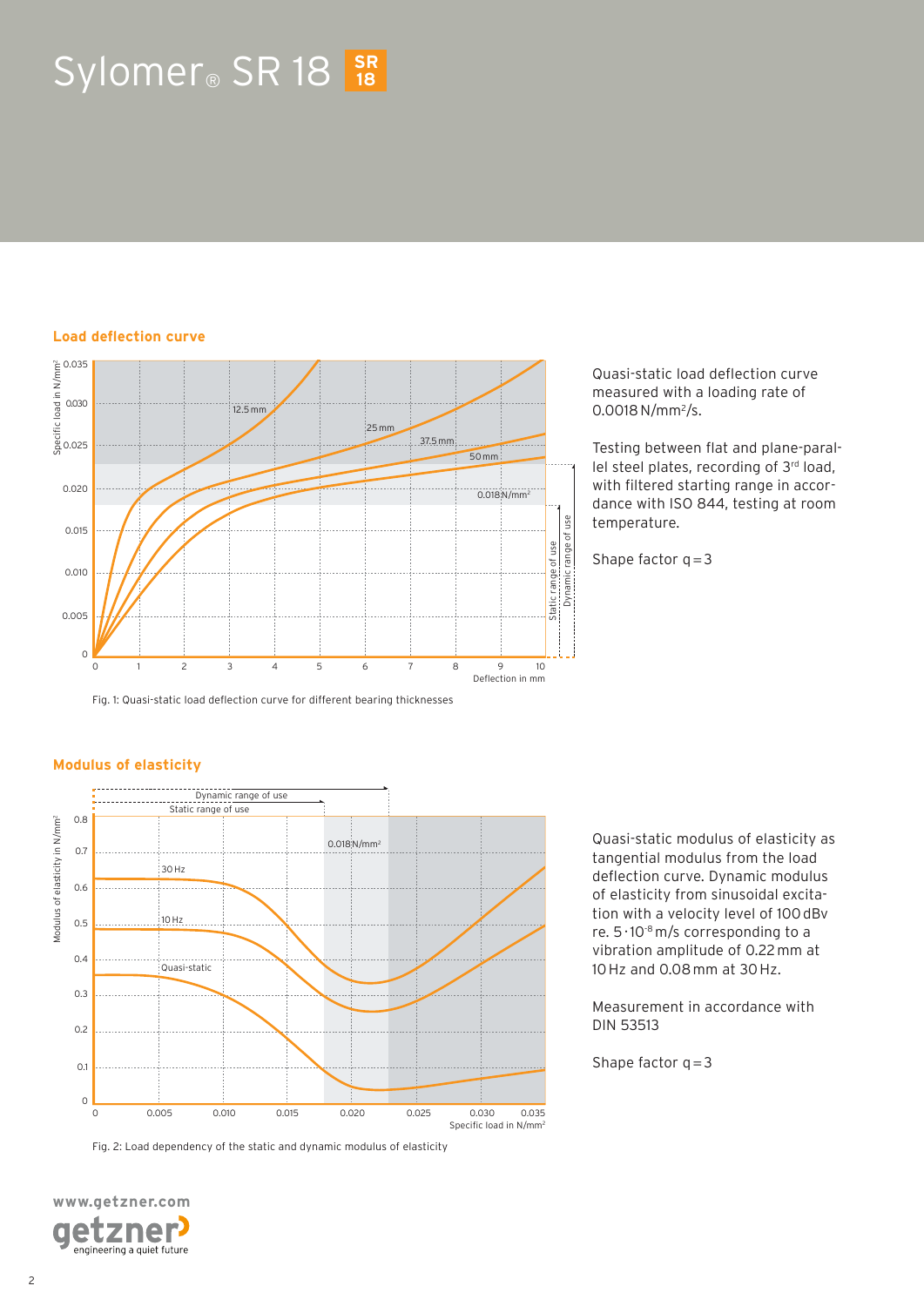# Sylomer® SR 18

## Load deflection curve

Fig. 1: Quasi-static load deflection curve for different bearing thicknesses

Quasi-static load deflection curve measured with a loading rate of 0.0018 N/mm²/s.

Testing between flat and plane-parallel steel plates, recording of 3rd load, with filtered starting range in accordance with ISO 844, testing at room temperature.

Shape factor q = 3

## Modulus of elasticity

Fig. 2: Load dependency of the static and dynamic modulus of elasticity

Quasi-static modulus of elasticity as tangential modulus from the load deflection curve. Dynamic modulus of elasticity from sinusoidal excitation with a velocity level of 100 dBv re. $5 \cdot 10^{-8}$ m/s corresponding to a vibration amplitude of 0.22 mm at 10 Hz and 0.08 mm at 30 Hz.

Measurement in accordance with DIN 53513

Shape factor q = 3

www.getzner.com

getzner engineering a quiet future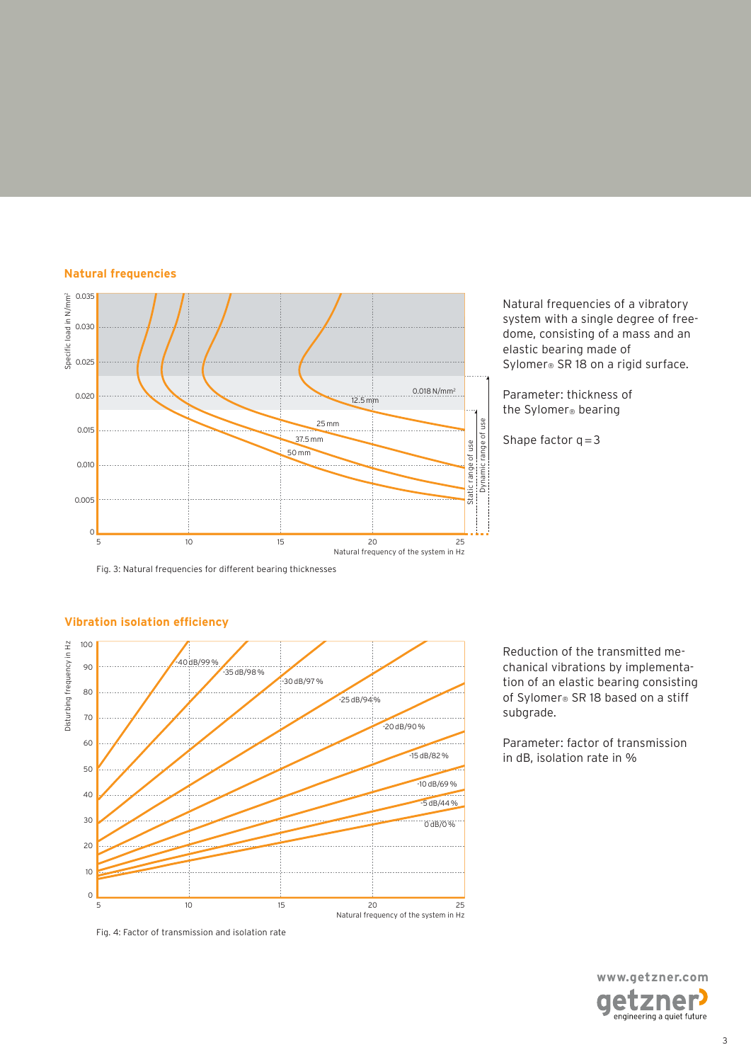## Natural frequencies

Fig. 3: Natural frequencies for different bearing thicknesses

Natural frequencies of a vibratory system with a single degree of free-dome, consisting of a mass and an elastic bearing made of Sylomer® SR 18 on a rigid surface.

Parameter: thickness of the Sylomer® bearing

Shape factor q = 3

## Vibration isolation efficiency

Fig. 4: Factor of transmission and isolation rate

Reduction of the transmitted mechanical vibrations by implementation of an elastic bearing consisting of Sylomer® SR 18 based on a stiff subgrade.

Parameter: factor of transmission in dB, isolation rate in %

www.getzner.com

getzner engineering a quiet future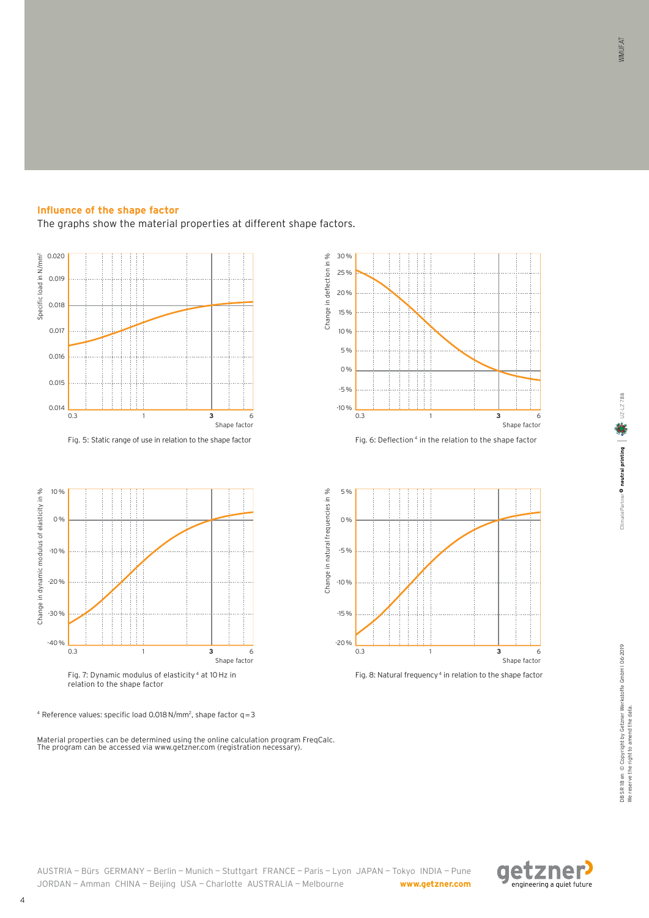## Influence of the shape factor

The graphs show the material properties at different shape factors.

Specific load in N/mm²
0.020
0.019
0.018
0.017
0.016
0.015
0.014
0.3
1
3
6
Shape factor

Fig. 5: Static range of use in relation to the shape factor

Change in deflection in %
30 %
25 %
20 %
15 %
10 %
5 %
0 %
-5 %
-10 %
0.3
1
3
6
Shape factor

Fig. 6: Deflection [4] in the relation to the shape factor

Change in dynamic modulus of elasticity in %
10 %
0 %
-10 %
-20 %
-30 %
-40 %
0.3
1
3
6
Shape factor

Fig. 7: Dynamic modulus of elasticity [4] at 10 Hz in relation to the shape factor

Change in natural frequencies in %
5 %
0 %
-5 %
-10 %
-15 %
-20 %
0.3
1
3
6
Shape factor

Fig. 8: Natural frequency [4] in relation to the shape factor

[4] Reference values: specific load 0.018 N/mm², shape factor q = 3

Material properties can be determined using the online calculation program FreqCalc.
The program can be accessed via www.getzner.com (registration necessary).

AUSTRIA – Bürs GERMANY – Berlin – Munich – Stuttgart FRANCE – Paris – Lyon JAPAN – Tokyo INDIA – Pune
JORDAN – Amman CHINA – Beijing USA – Charlotte AUSTRALIA – Melbourne **www.getzner.com**

getzner engineering a quiet future

DB SR 18 en © Copyright by Getzner Werkstoffe GmbH I 06-2019
We reserve the right to amend the data.